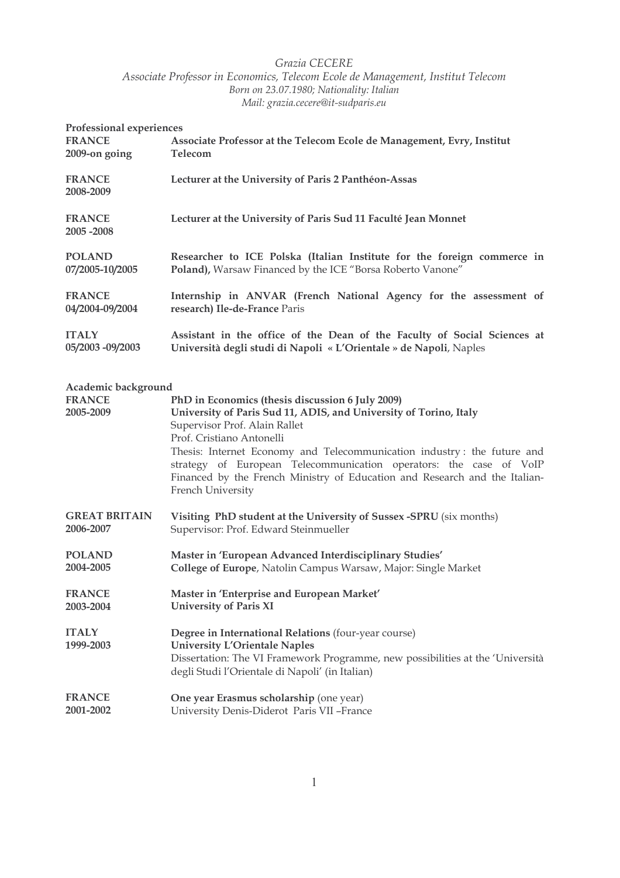*Grazia CECERE*

*Associate Professor in Economics, Telecom Ecole de Management, Institut Telecom*

*Born on 23.07.1980; Nationality: Italian*

*Mail: grazia.cecere@it-sudparis.eu*

## Professional experiences

**FRANCE**
**2009-on going**
**Associate Professor at the Telecom Ecole de Management, Evry, Institut Telecom**

**FRANCE**
**2008-2009**
**Lecturer at the University of Paris 2 Panthéon-Assas**

**FRANCE**
**2005 -2008**
**Lecturer at the University of Paris Sud 11 Faculté Jean Monnet**

**POLAND**
**07/2005-10/2005**
**Researcher to ICE Polska (Italian Institute for the foreign commerce in Poland),** Warsaw Financed by the ICE "Borsa Roberto Vanone"

**FRANCE**
**04/2004-09/2004**
**Internship in ANVAR (French National Agency for the assessment of research) Ile-de-France** Paris

**ITALY**
**05/2003 -09/2003**
**Assistant in the office of the Dean of the Faculty of Social Sciences at Università degli studi di Napoli « L'Orientale » de Napoli**, Naples

## Academic background

**FRANCE**
**2005-2009**
**PhD in Economics (thesis discussion 6 July 2009)**
**University of Paris Sud 11, ADIS, and University of Torino, Italy**
Supervisor Prof. Alain Rallet
Prof. Cristiano Antonelli
Thesis: Internet Economy and Telecommunication industry : the future and strategy of European Telecommunication operators: the case of VoIP
Financed by the French Ministry of Education and Research and the Italian-French University

**GREAT BRITAIN**
**2006-2007**
**Visiting PhD student at the University of Sussex -SPRU** (six months)
Supervisor: Prof. Edward Steinmueller

**POLAND**
**2004-2005**
**Master in 'European Advanced Interdisciplinary Studies'**
**College of Europe**, Natolin Campus Warsaw, Major: Single Market

**FRANCE**
**2003-2004**
**Master in 'Enterprise and European Market'**
**University of Paris XI**

**ITALY**
**1999-2003**
**Degree in International Relations** (four-year course)
**University L'Orientale Naples**
Dissertation: The VI Framework Programme, new possibilities at the 'Università degli Studi l'Orientale di Napoli' (in Italian)

**FRANCE**
**2001-2002**
**One year Erasmus scholarship** (one year)
University Denis-Diderot Paris VII –France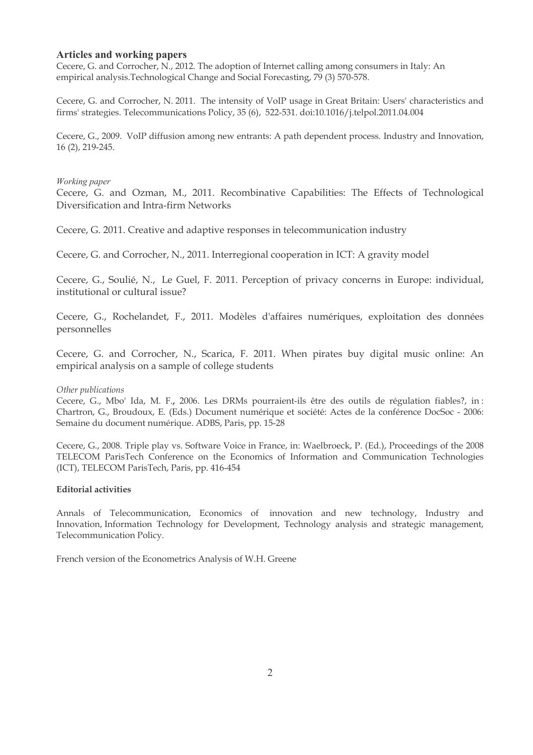## Articles and working papers

Cecere, G. and Corrocher, N., 2012. The adoption of Internet calling among consumers in Italy: An empirical analysis.Technological Change and Social Forecasting, 79 (3) 570-578.

Cecere, G. and Corrocher, N. 2011. The intensity of VoIP usage in Great Britain: Users' characteristics and firms' strategies. Telecommunications Policy, 35 (6), 522-531. doi:10.1016/j.telpol.2011.04.004

Cecere, G., 2009. VoIP diffusion among new entrants: A path dependent process. Industry and Innovation, 16 (2), 219-245.

*Working paper*

Cecere, G. and Ozman, M., 2011. Recombinative Capabilities: The Effects of Technological Diversification and Intra-firm Networks

Cecere, G. 2011. Creative and adaptive responses in telecommunication industry

Cecere, G. and Corrocher, N., 2011. Interregional cooperation in ICT: A gravity model

Cecere, G., Soulié, N., Le Guel, F. 2011. Perception of privacy concerns in Europe: individual, institutional or cultural issue?

Cecere, G., Rochelandet, F., 2011. Modèles d'affaires numériques, exploitation des données personnelles

Cecere, G. and Corrocher, N., Scarica, F. 2011. When pirates buy digital music online: An empirical analysis on a sample of college students

*Other publications*

Cecere, G., Mbo' Ida, M. F., 2006. Les DRMs pourraient-ils être des outils de régulation fiables?, in : Chartron, G., Broudoux, E. (Eds.) Document numérique et société: Actes de la conférence DocSoc - 2006: Semaine du document numérique. ADBS, Paris, pp. 15-28

Cecere, G., 2008. Triple play vs. Software Voice in France, in: Waelbroeck, P. (Ed.), Proceedings of the 2008 TELECOM ParisTech Conference on the Economics of Information and Communication Technologies (ICT), TELECOM ParisTech, Paris, pp. 416-454

**Editorial activities**

Annals of Telecommunication, Economics of innovation and new technology, Industry and Innovation, Information Technology for Development, Technology analysis and strategic management, Telecommunication Policy.

French version of the Econometrics Analysis of W.H. Greene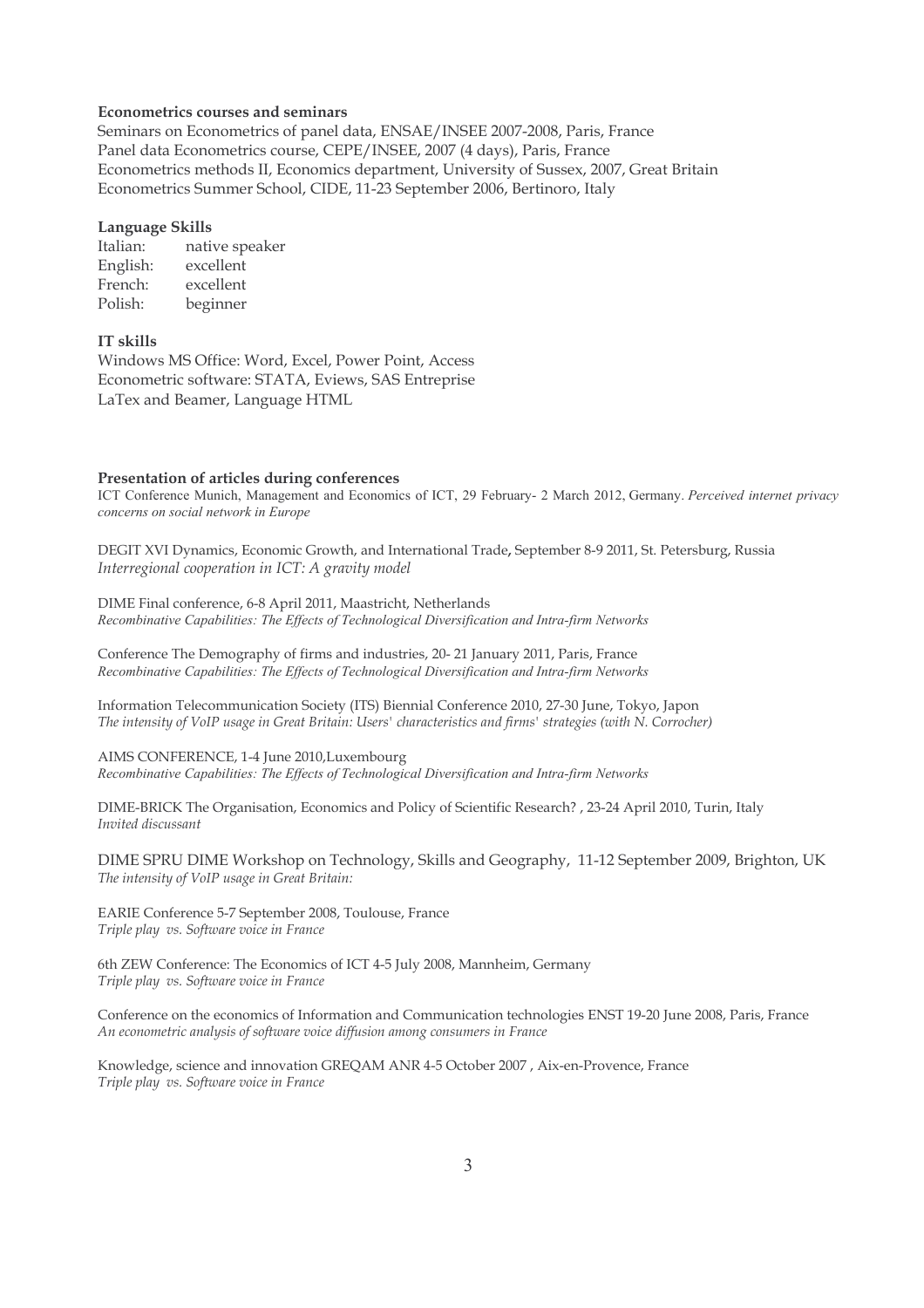**Econometrics courses and seminars**

Seminars on Econometrics of panel data, ENSAE/INSEE 2007-2008, Paris, France
Panel data Econometrics course, CEPE/INSEE, 2007 (4 days), Paris, France
Econometrics methods II, Economics department, University of Sussex, 2007, Great Britain
Econometrics Summer School, CIDE, 11-23 September 2006, Bertinoro, Italy

**Language Skills**

Italian: native speaker
English: excellent
French: excellent
Polish: beginner

**IT skills**

Windows MS Office: Word, Excel, Power Point, Access
Econometric software: STATA, Eviews, SAS Entreprise
LaTex and Beamer, Language HTML

**Presentation of articles during conferences**

ICT Conference Munich, Management and Economics of ICT, 29 February- 2 March 2012, Germany. *Perceived internet privacy concerns on social network in Europe*

DEGIT XVI Dynamics, Economic Growth, and International Trade**,** September 8-9 2011, St. Petersburg, Russia
*Interregional cooperation in ICT: A gravity model*

DIME Final conference, 6-8 April 2011, Maastricht, Netherlands
*Recombinative Capabilities: The Effects of Technological Diversification and Intra-firm Networks*

Conference The Demography of firms and industries, 20- 21 January 2011, Paris, France
*Recombinative Capabilities: The Effects of Technological Diversification and Intra-firm Networks*

Information Telecommunication Society (ITS) Biennial Conference 2010, 27-30 June, Tokyo, Japon
*The intensity of VoIP usage in Great Britain: Users' characteristics and firms' strategies (with N. Corrocher)*

AIMS CONFERENCE, 1-4 June 2010,Luxembourg
*Recombinative Capabilities: The Effects of Technological Diversification and Intra-firm Networks*

DIME-BRICK The Organisation, Economics and Policy of Scientific Research? , 23-24 April 2010, Turin, Italy
*Invited discussant*

DIME SPRU DIME Workshop on Technology, Skills and Geography, 11-12 September 2009, Brighton, UK
*The intensity of VoIP usage in Great Britain:*

EARIE Conference 5-7 September 2008, Toulouse, France
*Triple play vs. Software voice in France*

6th ZEW Conference: The Economics of ICT 4-5 July 2008, Mannheim, Germany
*Triple play vs. Software voice in France*

Conference on the economics of Information and Communication technologies ENST 19-20 June 2008, Paris, France
*An econometric analysis of software voice diffusion among consumers in France*

Knowledge, science and innovation GREQAM ANR 4-5 October 2007 , Aix-en-Provence, France
*Triple play vs. Software voice in France*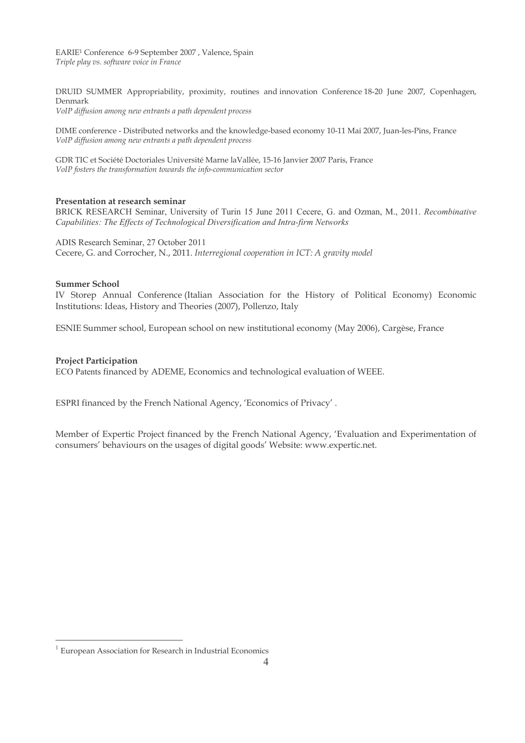EARIE[1] Conference 6-9 September 2007 , Valence, Spain
*Triple play vs. software voice in France*

DRUID SUMMER Appropriability, proximity, routines and innovation Conference 18-20 June 2007, Copenhagen, Denmark
*VoIP diffusion among new entrants a path dependent process*

DIME conference - Distributed networks and the knowledge-based economy 10-11 Mai 2007, Juan-les-Pins, France
*VoIP diffusion among new entrants a path dependent process*

GDR TIC et Société Doctoriales Université Marne laVallée, 15-16 Janvier 2007 Paris, France
*VoIP fosters the transformation towards the info-communication sector*

**Presentation at research seminar**
BRICK RESEARCH Seminar, University of Turin 15 June 2011 Cecere, G. and Ozman, M., 2011. *Recombinative Capabilities: The Effects of Technological Diversification and Intra-firm Networks*

ADIS Research Seminar, 27 October 2011
Cecere, G. and Corrocher, N., 2011. *Interregional cooperation in ICT: A gravity model*

**Summer School**
IV Storep Annual Conference (Italian Association for the History of Political Economy) Economic Institutions: Ideas, History and Theories (2007), Pollenzo, Italy

ESNIE Summer school, European school on new institutional economy (May 2006), Cargèse, France

**Project Participation**
ECO Patents financed by ADEME, Economics and technological evaluation of WEEE.

ESPRI financed by the French National Agency, 'Economics of Privacy' .

Member of Expertic Project financed by the French National Agency, 'Evaluation and Experimentation of consumers' behaviours on the usages of digital goods' Website: www.expertic.net.

[1] European Association for Research in Industrial Economics